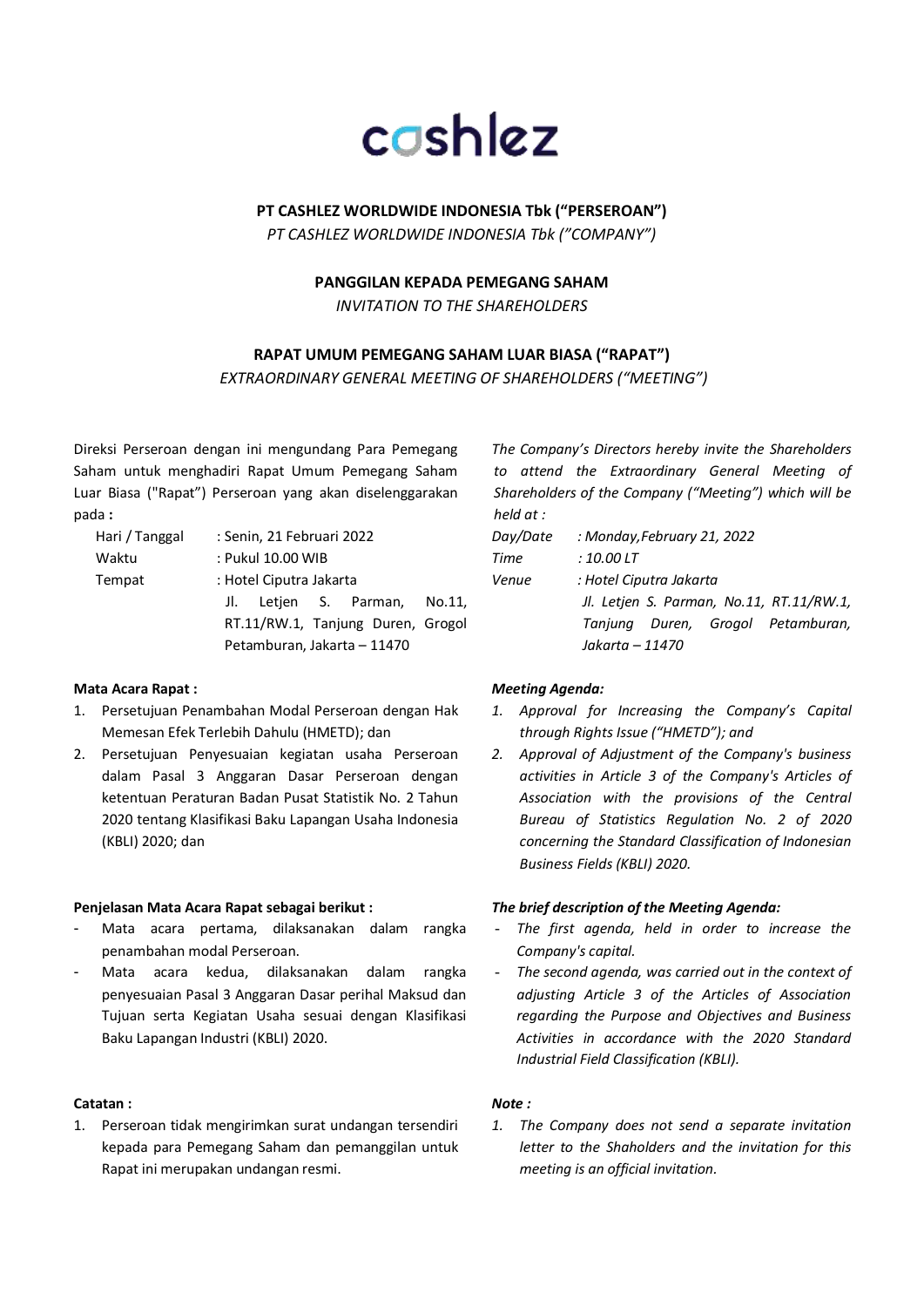cashlez

**PT CASHLEZ WORLDWIDE INDONESIA Tbk ("PERSEROAN")**

*PT CASHLEZ WORLDWIDE INDONESIA Tbk ("COMPANY")*

**PANGGILAN KEPADA PEMEGANG SAHAM**

*INVITATION TO THE SHAREHOLDERS*

**RAPAT UMUM PEMEGANG SAHAM LUAR BIASA ("RAPAT")**

*EXTRAORDINARY GENERAL MEETING OF SHAREHOLDERS ("MEETING")*

Direksi Perseroan dengan ini mengundang Para Pemegang Saham untuk menghadiri Rapat Umum Pemegang Saham Luar Biasa ("Rapat") Perseroan yang akan diselenggarakan pada **:**

Hari / Tanggal : Senin, 21 Februari 2022
Waktu : Pukul 10.00 WIB
Tempat : Hotel Ciputra Jakarta
Jl. Letjen S. Parman, No.11, RT.11/RW.1, Tanjung Duren, Grogol Petamburan, Jakarta – 11470

*The Company's Directors hereby invite the Shareholders to attend the Extraordinary General Meeting of Shareholders of the Company ("Meeting") which will be held at :*

*Day/Date : Monday,February 21, 2022*
*Time : 10.00 LT*
*Venue : Hotel Ciputra Jakarta*
*Jl. Letjen S. Parman, No.11, RT.11/RW.1, Tanjung Duren, Grogol Petamburan, Jakarta – 11470*

**Mata Acara Rapat :**

1. Persetujuan Penambahan Modal Perseroan dengan Hak Memesan Efek Terlebih Dahulu (HMETD); dan
2. Persetujuan Penyesuaian kegiatan usaha Perseroan dalam Pasal 3 Anggaran Dasar Perseroan dengan ketentuan Peraturan Badan Pusat Statistik No. 2 Tahun 2020 tentang Klasifikasi Baku Lapangan Usaha Indonesia (KBLI) 2020; dan

***Meeting Agenda:***

1. *Approval for Increasing the Company's Capital through Rights Issue ("HMETD"); and*
2. *Approval of Adjustment of the Company's business activities in Article 3 of the Company's Articles of Association with the provisions of the Central Bureau of Statistics Regulation No. 2 of 2020 concerning the Standard Classification of Indonesian Business Fields (KBLI) 2020.*

**Penjelasan Mata Acara Rapat sebagai berikut :**

- Mata acara pertama, dilaksanakan dalam rangka penambahan modal Perseroan.
- Mata acara kedua, dilaksanakan dalam rangka penyesuaian Pasal 3 Anggaran Dasar perihal Maksud dan Tujuan serta Kegiatan Usaha sesuai dengan Klasifikasi Baku Lapangan Industri (KBLI) 2020.

***The brief description of the Meeting Agenda:***

- *The first agenda, held in order to increase the Company's capital.*
- *The second agenda, was carried out in the context of adjusting Article 3 of the Articles of Association regarding the Purpose and Objectives and Business Activities in accordance with the 2020 Standard Industrial Field Classification (KBLI).*

**Catatan :**

1. Perseroan tidak mengirimkan surat undangan tersendiri kepada para Pemegang Saham dan pemanggilan untuk Rapat ini merupakan undangan resmi.

***Note :***

1. *The Company does not send a separate invitation letter to the Shaholders and the invitation for this meeting is an official invitation.*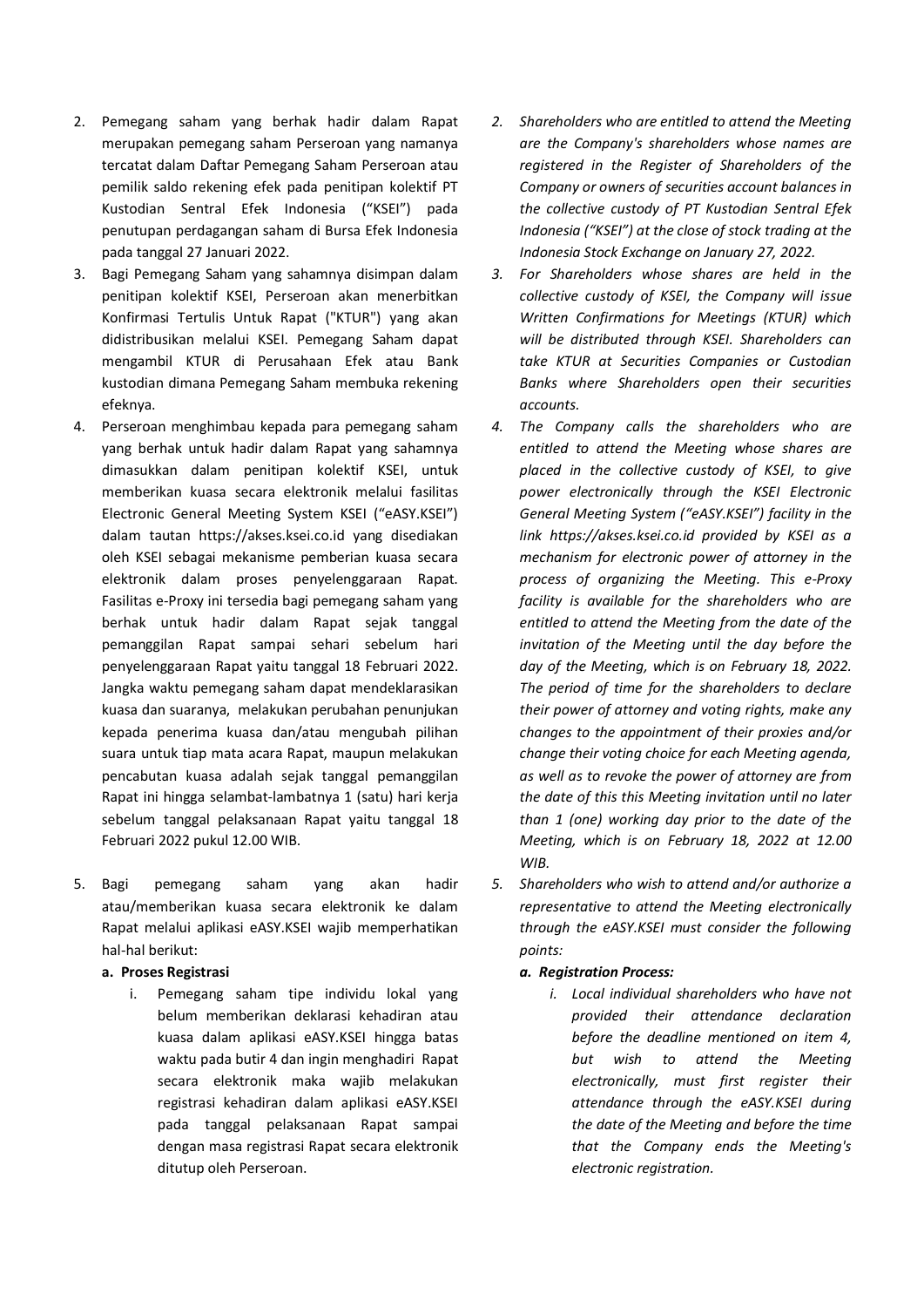2. Pemegang saham yang berhak hadir dalam Rapat merupakan pemegang saham Perseroan yang namanya tercatat dalam Daftar Pemegang Saham Perseroan atau pemilik saldo rekening efek pada penitipan kolektif PT Kustodian Sentral Efek Indonesia ("KSEI") pada penutupan perdagangan saham di Bursa Efek Indonesia pada tanggal 27 Januari 2022.
3. Bagi Pemegang Saham yang sahamnya disimpan dalam penitipan kolektif KSEI, Perseroan akan menerbitkan Konfirmasi Tertulis Untuk Rapat ("KTUR") yang akan didistribusikan melalui KSEI. Pemegang Saham dapat mengambil KTUR di Perusahaan Efek atau Bank kustodian dimana Pemegang Saham membuka rekening efeknya.
4. Perseroan menghimbau kepada para pemegang saham yang berhak untuk hadir dalam Rapat yang sahamnya dimasukkan dalam penitipan kolektif KSEI, untuk memberikan kuasa secara elektronik melalui fasilitas Electronic General Meeting System KSEI ("eASY.KSEI") dalam tautan https://akses.ksei.co.id yang disediakan oleh KSEI sebagai mekanisme pemberian kuasa secara elektronik dalam proses penyelenggaraan Rapat. Fasilitas e-Proxy ini tersedia bagi pemegang saham yang berhak untuk hadir dalam Rapat sejak tanggal pemanggilan Rapat sampai sehari sebelum hari penyelenggaraan Rapat yaitu tanggal 18 Februari 2022. Jangka waktu pemegang saham dapat mendeklarasikan kuasa dan suaranya, melakukan perubahan penunjukan kepada penerima kuasa dan/atau mengubah pilihan suara untuk tiap mata acara Rapat, maupun melakukan pencabutan kuasa adalah sejak tanggal pemanggilan Rapat ini hingga selambat-lambatnya 1 (satu) hari kerja sebelum tanggal pelaksanaan Rapat yaitu tanggal 18 Februari 2022 pukul 12.00 WIB.
5. Bagi pemegang saham yang akan hadir atau/memberikan kuasa secara elektronik ke dalam Rapat melalui aplikasi eASY.KSEI wajib memperhatikan hal-hal berikut:

   **a. Proses Registrasi**

   i. Pemegang saham tipe individu lokal yang belum memberikan deklarasi kehadiran atau kuasa dalam aplikasi eASY.KSEI hingga batas waktu pada butir 4 dan ingin menghadiri Rapat secara elektronik maka wajib melakukan registrasi kehadiran dalam aplikasi eASY.KSEI pada tanggal pelaksanaan Rapat sampai dengan masa registrasi Rapat secara elektronik ditutup oleh Perseroan.

*2. Shareholders who are entitled to attend the Meeting are the Company's shareholders whose names are registered in the Register of Shareholders of the Company or owners of securities account balances in the collective custody of PT Kustodian Sentral Efek Indonesia ("KSEI") at the close of stock trading at the Indonesia Stock Exchange on January 27, 2022.*

*3. For Shareholders whose shares are held in the collective custody of KSEI, the Company will issue Written Confirmations for Meetings (KTUR) which will be distributed through KSEI. Shareholders can take KTUR at Securities Companies or Custodian Banks where Shareholders open their securities accounts.*

*4. The Company calls the shareholders who are entitled to attend the Meeting whose shares are placed in the collective custody of KSEI, to give power electronically through the KSEI Electronic General Meeting System ("eASY.KSEI") facility in the link https://akses.ksei.co.id provided by KSEI as a mechanism for electronic power of attorney in the process of organizing the Meeting. This e-Proxy facility is available for the shareholders who are entitled to attend the Meeting from the date of the invitation of the Meeting until the day before the day of the Meeting, which is on February 18, 2022. The period of time for the shareholders to declare their power of attorney and voting rights, make any changes to the appointment of their proxies and/or change their voting choice for each Meeting agenda, as well as to revoke the power of attorney are from the date of this this Meeting invitation until no later than 1 (one) working day prior to the date of the Meeting, which is on February 18, 2022 at 12.00 WIB.*

*5. Shareholders who wish to attend and/or authorize a representative to attend the Meeting electronically through the eASY.KSEI must consider the following points:*

   ***a. Registration Process:***

   *i. Local individual shareholders who have not provided their attendance declaration before the deadline mentioned on item 4, but wish to attend the Meeting electronically, must first register their attendance through the eASY.KSEI during the date of the Meeting and before the time that the Company ends the Meeting's electronic registration.*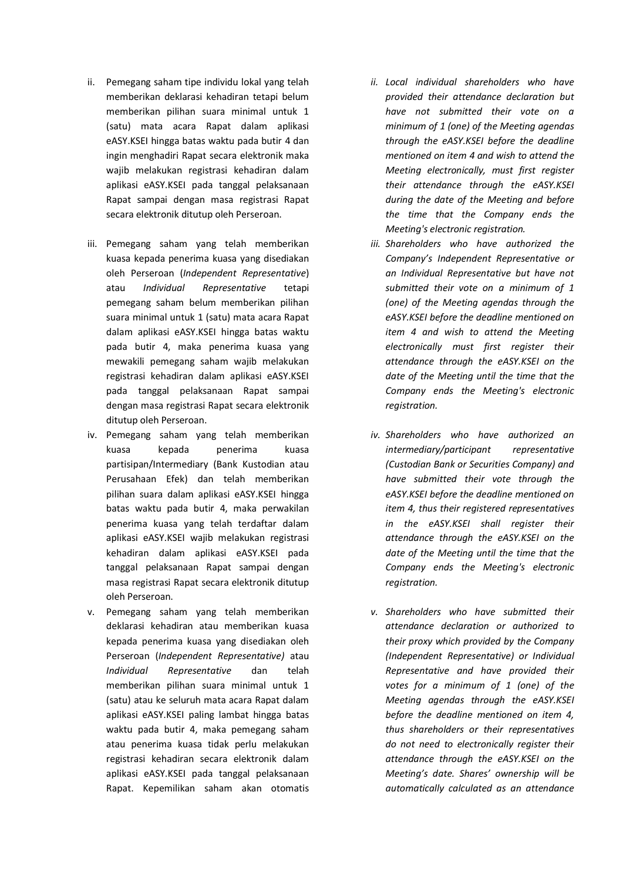ii. Pemegang saham tipe individu lokal yang telah memberikan deklarasi kehadiran tetapi belum memberikan pilihan suara minimal untuk 1 (satu) mata acara Rapat dalam aplikasi eASY.KSEI hingga batas waktu pada butir 4 dan ingin menghadiri Rapat secara elektronik maka wajib melakukan registrasi kehadiran dalam aplikasi eASY.KSEI pada tanggal pelaksanaan Rapat sampai dengan masa registrasi Rapat secara elektronik ditutup oleh Perseroan.

iii. Pemegang saham yang telah memberikan kuasa kepada penerima kuasa yang disediakan oleh Perseroan (*Independent Representative*) atau *Individual Representative* tetapi pemegang saham belum memberikan pilihan suara minimal untuk 1 (satu) mata acara Rapat dalam aplikasi eASY.KSEI hingga batas waktu pada butir 4, maka penerima kuasa yang mewakili pemegang saham wajib melakukan registrasi kehadiran dalam aplikasi eASY.KSEI pada tanggal pelaksanaan Rapat sampai dengan masa registrasi Rapat secara elektronik ditutup oleh Perseroan.

iv. Pemegang saham yang telah memberikan kuasa kepada penerima kuasa partisipan/Intermediary (Bank Kustodian atau Perusahaan Efek) dan telah memberikan pilihan suara dalam aplikasi eASY.KSEI hingga batas waktu pada butir 4, maka perwakilan penerima kuasa yang telah terdaftar dalam aplikasi eASY.KSEI wajib melakukan registrasi kehadiran dalam aplikasi eASY.KSEI pada tanggal pelaksanaan Rapat sampai dengan masa registrasi Rapat secara elektronik ditutup oleh Perseroan.

v. Pemegang saham yang telah memberikan deklarasi kehadiran atau memberikan kuasa kepada penerima kuasa yang disediakan oleh Perseroan (*Independent Representative)* atau *Individual Representative* dan telah memberikan pilihan suara minimal untuk 1 (satu) atau ke seluruh mata acara Rapat dalam aplikasi eASY.KSEI paling lambat hingga batas waktu pada butir 4, maka pemegang saham atau penerima kuasa tidak perlu melakukan registrasi kehadiran secara elektronik dalam aplikasi eASY.KSEI pada tanggal pelaksanaan Rapat. Kepemilikan saham akan otomatis

*ii. Local individual shareholders who have provided their attendance declaration but have not submitted their vote on a minimum of 1 (one) of the Meeting agendas through the eASY.KSEI before the deadline mentioned on item 4 and wish to attend the Meeting electronically, must first register their attendance through the eASY.KSEI during the date of the Meeting and before the time that the Company ends the Meeting's electronic registration.*

*iii. Shareholders who have authorized the Company's Independent Representative or an Individual Representative but have not submitted their vote on a minimum of 1 (one) of the Meeting agendas through the eASY.KSEI before the deadline mentioned on item 4 and wish to attend the Meeting electronically must first register their attendance through the eASY.KSEI on the date of the Meeting until the time that the Company ends the Meeting's electronic registration.*

*iv. Shareholders who have authorized an intermediary/participant representative (Custodian Bank or Securities Company) and have submitted their vote through the eASY.KSEI before the deadline mentioned on item 4, thus their registered representatives in the eASY.KSEI shall register their attendance through the eASY.KSEI on the date of the Meeting until the time that the Company ends the Meeting's electronic registration.*

*v. Shareholders who have submitted their attendance declaration or authorized to their proxy which provided by the Company (Independent Representative) or Individual Representative and have provided their votes for a minimum of 1 (one) of the Meeting agendas through the eASY.KSEI before the deadline mentioned on item 4, thus shareholders or their representatives do not need to electronically register their attendance through the eASY.KSEI on the Meeting's date. Shares' ownership will be automatically calculated as an attendance*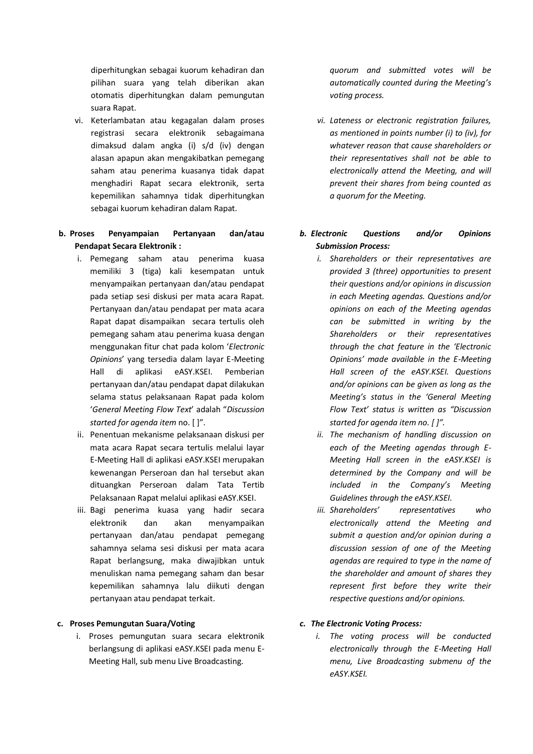diperhitungkan sebagai kuorum kehadiran dan pilihan suara yang telah diberikan akan otomatis diperhitungkan dalam pemungutan suara Rapat.

vi. Keterlambatan atau kegagalan dalam proses registrasi secara elektronik sebagaimana dimaksud dalam angka (i) s/d (iv) dengan alasan apapun akan mengakibatkan pemegang saham atau penerima kuasanya tidak dapat menghadiri Rapat secara elektronik, serta kepemilikan sahamnya tidak diperhitungkan sebagai kuorum kehadiran dalam Rapat.

**b. Proses Penyampaian Pertanyaan dan/atau Pendapat Secara Elektronik :**

i. Pemegang saham atau penerima kuasa memiliki 3 (tiga) kali kesempatan untuk menyampaikan pertanyaan dan/atau pendapat pada setiap sesi diskusi per mata acara Rapat. Pertanyaan dan/atau pendapat per mata acara Rapat dapat disampaikan secara tertulis oleh pemegang saham atau penerima kuasa dengan menggunakan fitur chat pada kolom '*Electronic Opinions*' yang tersedia dalam layar E-Meeting Hall di aplikasi eASY.KSEI. Pemberian pertanyaan dan/atau pendapat dapat dilakukan selama status pelaksanaan Rapat pada kolom '*General Meeting Flow Text*' adalah "*Discussion started for agenda item* no. [ ]".

ii. Penentuan mekanisme pelaksanaan diskusi per mata acara Rapat secara tertulis melalui layar E-Meeting Hall di aplikasi eASY.KSEI merupakan kewenangan Perseroan dan hal tersebut akan dituangkan Perseroan dalam Tata Tertib Pelaksanaan Rapat melalui aplikasi eASY.KSEI.

iii. Bagi penerima kuasa yang hadir secara elektronik dan akan menyampaikan pertanyaan dan/atau pendapat pemegang sahamnya selama sesi diskusi per mata acara Rapat berlangsung, maka diwajibkan untuk menuliskan nama pemegang saham dan besar kepemilikan sahamnya lalu diikuti dengan pertanyaan atau pendapat terkait.

**c. Proses Pemungutan Suara/Voting**

i. Proses pemungutan suara secara elektronik berlangsung di aplikasi eASY.KSEI pada menu E-Meeting Hall, sub menu Live Broadcasting.

*quorum and submitted votes will be automatically counted during the Meeting's voting process.*

*vi. Lateness or electronic registration failures, as mentioned in points number (i) to (iv), for whatever reason that cause shareholders or their representatives shall not be able to electronically attend the Meeting, and will prevent their shares from being counted as a quorum for the Meeting.*

***b. Electronic Questions and/or Opinions Submission Process:***

*i. Shareholders or their representatives are provided 3 (three) opportunities to present their questions and/or opinions in discussion in each Meeting agendas. Questions and/or opinions on each of the Meeting agendas can be submitted in writing by the Shareholders or their representatives through the chat feature in the 'Electronic Opinions' made available in the E-Meeting Hall screen of the eASY.KSEI. Questions and/or opinions can be given as long as the Meeting's status in the 'General Meeting Flow Text' status is written as "Discussion started for agenda item no. [ ]".*

*ii. The mechanism of handling discussion on each of the Meeting agendas through E-Meeting Hall screen in the eASY.KSEI is determined by the Company and will be included in the Company's Meeting Guidelines through the eASY.KSEI.*

*iii. Shareholders' representatives who electronically attend the Meeting and submit a question and/or opinion during a discussion session of one of the Meeting agendas are required to type in the name of the shareholder and amount of shares they represent first before they write their respective questions and/or opinions.*

***c. The Electronic Voting Process:***

*i. The voting process will be conducted electronically through the E-Meeting Hall menu, Live Broadcasting submenu of the eASY.KSEI.*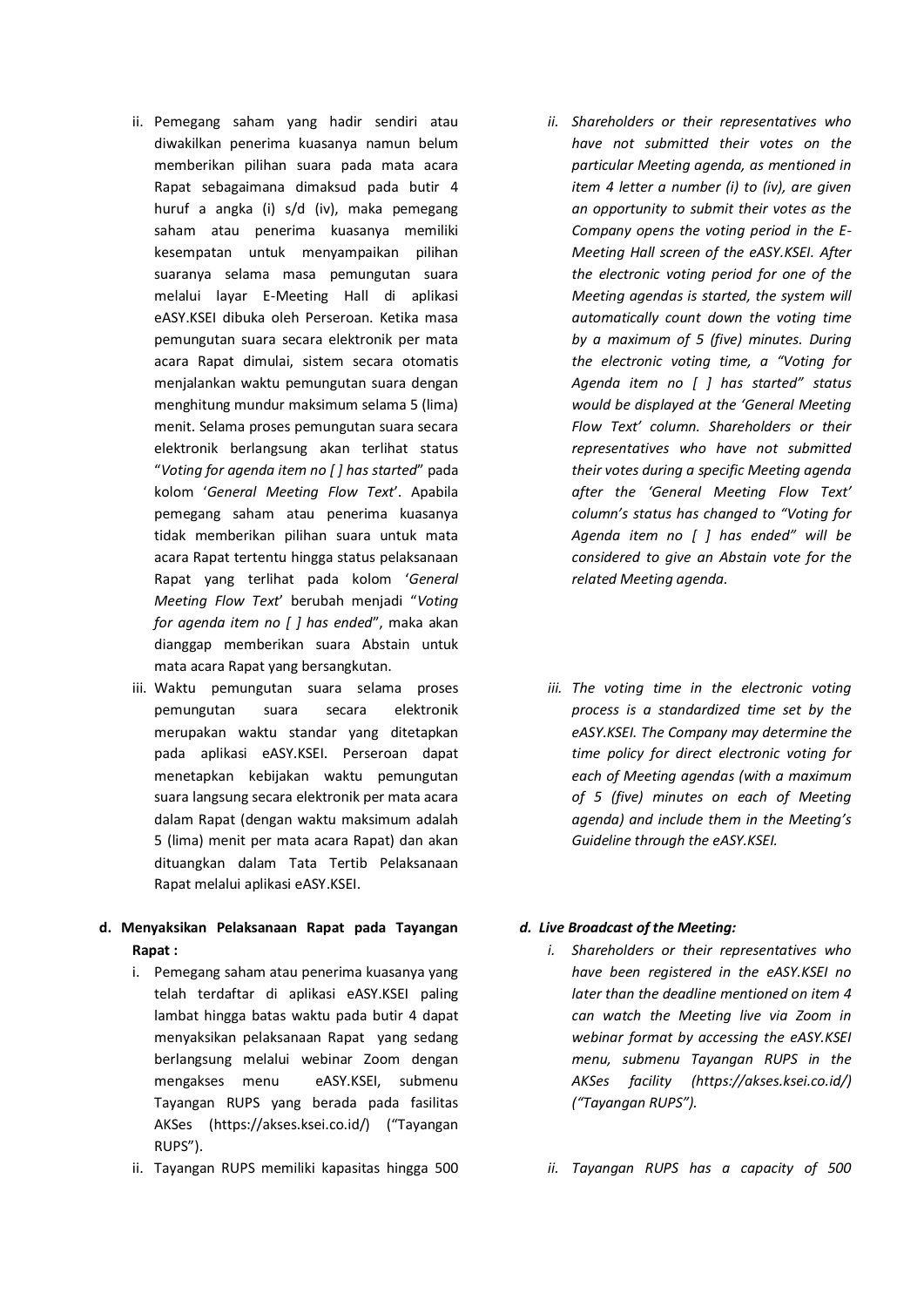ii. Pemegang saham yang hadir sendiri atau diwakilkan penerima kuasanya namun belum memberikan pilihan suara pada mata acara Rapat sebagaimana dimaksud pada butir 4 huruf a angka (i) s/d (iv), maka pemegang saham atau penerima kuasanya memiliki kesempatan untuk menyampaikan pilihan suaranya selama masa pemungutan suara melalui layar E-Meeting Hall di aplikasi eASY.KSEI dibuka oleh Perseroan. Ketika masa pemungutan suara secara elektronik per mata acara Rapat dimulai, sistem secara otomatis menjalankan waktu pemungutan suara dengan menghitung mundur maksimum selama 5 (lima) menit. Selama proses pemungutan suara secara elektronik berlangsung akan terlihat status "*Voting for agenda item no [ ] has started*" pada kolom '*General Meeting Flow Text*'. Apabila pemegang saham atau penerima kuasanya tidak memberikan pilihan suara untuk mata acara Rapat tertentu hingga status pelaksanaan Rapat yang terlihat pada kolom '*General Meeting Flow Text*' berubah menjadi "*Voting for agenda item no [ ] has ended*", maka akan dianggap memberikan suara Abstain untuk mata acara Rapat yang bersangkutan.

iii. Waktu pemungutan suara selama proses pemungutan suara secara elektronik merupakan waktu standar yang ditetapkan pada aplikasi eASY.KSEI. Perseroan dapat menetapkan kebijakan waktu pemungutan suara langsung secara elektronik per mata acara dalam Rapat (dengan waktu maksimum adalah 5 (lima) menit per mata acara Rapat) dan akan dituangkan dalam Tata Tertib Pelaksanaan Rapat melalui aplikasi eASY.KSEI.

**d. Menyaksikan Pelaksanaan Rapat pada Tayangan Rapat :**

i. Pemegang saham atau penerima kuasanya yang telah terdaftar di aplikasi eASY.KSEI paling lambat hingga batas waktu pada butir 4 dapat menyaksikan pelaksanaan Rapat yang sedang berlangsung melalui webinar Zoom dengan mengakses menu eASY.KSEI, submenu Tayangan RUPS yang berada pada fasilitas AKSes (https://akses.ksei.co.id/) ("Tayangan RUPS").

ii. Tayangan RUPS memiliki kapasitas hingga 500

*ii. Shareholders or their representatives who have not submitted their votes on the particular Meeting agenda, as mentioned in item 4 letter a number (i) to (iv), are given an opportunity to submit their votes as the Company opens the voting period in the E-Meeting Hall screen of the eASY.KSEI. After the electronic voting period for one of the Meeting agendas is started, the system will automatically count down the voting time by a maximum of 5 (five) minutes. During the electronic voting time, a "Voting for Agenda item no [ ] has started" status would be displayed at the 'General Meeting Flow Text' column. Shareholders or their representatives who have not submitted their votes during a specific Meeting agenda after the 'General Meeting Flow Text' column's status has changed to "Voting for Agenda item no [ ] has ended" will be considered to give an Abstain vote for the related Meeting agenda.*

*iii. The voting time in the electronic voting process is a standardized time set by the eASY.KSEI. The Company may determine the time policy for direct electronic voting for each of Meeting agendas (with a maximum of 5 (five) minutes on each of Meeting agenda) and include them in the Meeting's Guideline through the eASY.KSEI.*

***d. Live Broadcast of the Meeting:***

*i. Shareholders or their representatives who have been registered in the eASY.KSEI no later than the deadline mentioned on item 4 can watch the Meeting live via Zoom in webinar format by accessing the eASY.KSEI menu, submenu Tayangan RUPS in the AKSes facility (https://akses.ksei.co.id/) ("Tayangan RUPS").*

*ii. Tayangan RUPS has a capacity of 500*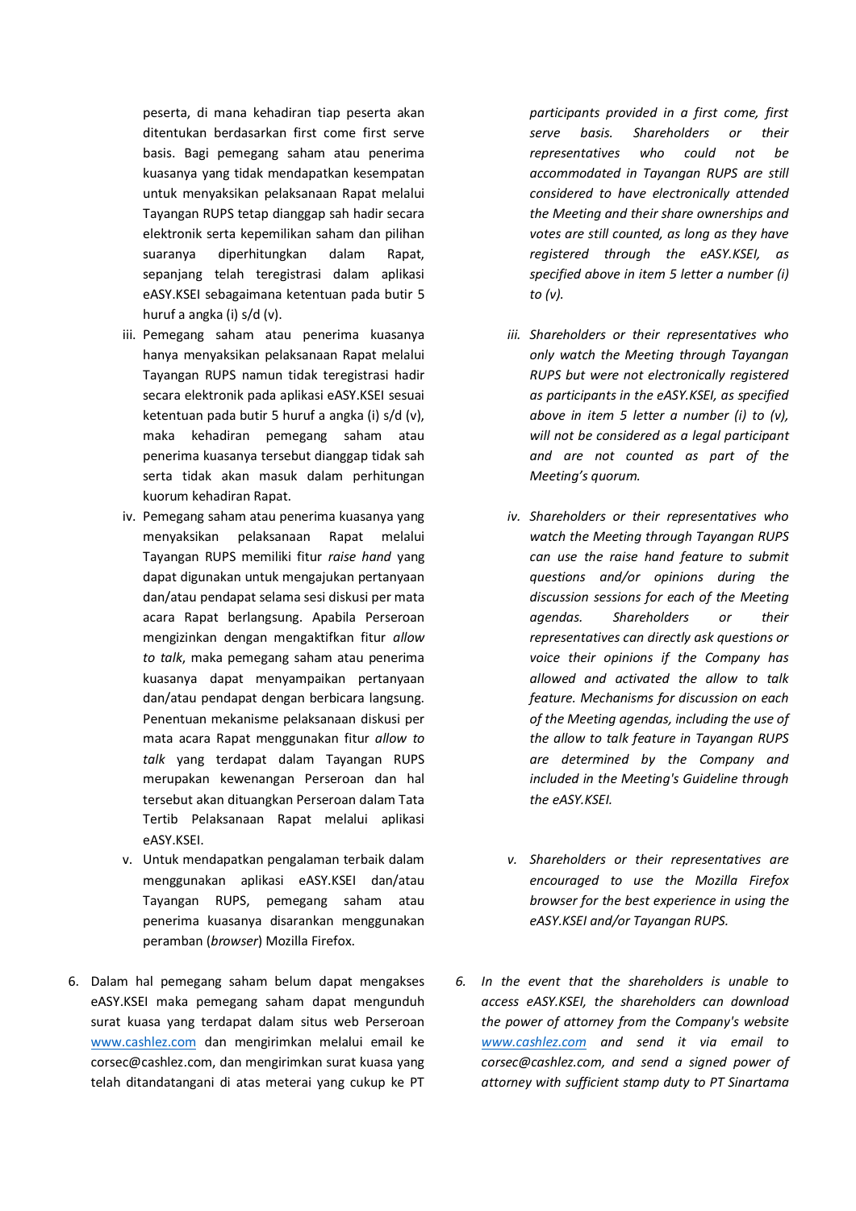peserta, di mana kehadiran tiap peserta akan ditentukan berdasarkan first come first serve basis. Bagi pemegang saham atau penerima kuasanya yang tidak mendapatkan kesempatan untuk menyaksikan pelaksanaan Rapat melalui Tayangan RUPS tetap dianggap sah hadir secara elektronik serta kepemilikan saham dan pilihan suaranya diperhitungkan dalam Rapat, sepanjang telah teregistrasi dalam aplikasi eASY.KSEI sebagaimana ketentuan pada butir 5 huruf a angka (i) s/d (v).

iii. Pemegang saham atau penerima kuasanya hanya menyaksikan pelaksanaan Rapat melalui Tayangan RUPS namun tidak teregistrasi hadir secara elektronik pada aplikasi eASY.KSEI sesuai ketentuan pada butir 5 huruf a angka (i) s/d (v), maka kehadiran pemegang saham atau penerima kuasanya tersebut dianggap tidak sah serta tidak akan masuk dalam perhitungan kuorum kehadiran Rapat.

iv. Pemegang saham atau penerima kuasanya yang menyaksikan pelaksanaan Rapat melalui Tayangan RUPS memiliki fitur *raise hand* yang dapat digunakan untuk mengajukan pertanyaan dan/atau pendapat selama sesi diskusi per mata acara Rapat berlangsung. Apabila Perseroan mengizinkan dengan mengaktifkan fitur *allow to talk*, maka pemegang saham atau penerima kuasanya dapat menyampaikan pertanyaan dan/atau pendapat dengan berbicara langsung. Penentuan mekanisme pelaksanaan diskusi per mata acara Rapat menggunakan fitur *allow to talk* yang terdapat dalam Tayangan RUPS merupakan kewenangan Perseroan dan hal tersebut akan dituangkan Perseroan dalam Tata Tertib Pelaksanaan Rapat melalui aplikasi eASY.KSEI.

v. Untuk mendapatkan pengalaman terbaik dalam menggunakan aplikasi eASY.KSEI dan/atau Tayangan RUPS, pemegang saham atau penerima kuasanya disarankan menggunakan peramban (*browser*) Mozilla Firefox.

6. Dalam hal pemegang saham belum dapat mengakses eASY.KSEI maka pemegang saham dapat mengunduh surat kuasa yang terdapat dalam situs web Perseroan www.cashlez.com dan mengirimkan melalui email ke corsec@cashlez.com, dan mengirimkan surat kuasa yang telah ditandatangani di atas meterai yang cukup ke PT

*participants provided in a first come, first serve basis. Shareholders or their representatives who could not be accommodated in Tayangan RUPS are still considered to have electronically attended the Meeting and their share ownerships and votes are still counted, as long as they have registered through the eASY.KSEI, as specified above in item 5 letter a number (i) to (v).*

*iii. Shareholders or their representatives who only watch the Meeting through Tayangan RUPS but were not electronically registered as participants in the eASY.KSEI, as specified above in item 5 letter a number (i) to (v), will not be considered as a legal participant and are not counted as part of the Meeting's quorum.*

*iv. Shareholders or their representatives who watch the Meeting through Tayangan RUPS can use the raise hand feature to submit questions and/or opinions during the discussion sessions for each of the Meeting agendas. Shareholders or their representatives can directly ask questions or voice their opinions if the Company has allowed and activated the allow to talk feature. Mechanisms for discussion on each of the Meeting agendas, including the use of the allow to talk feature in Tayangan RUPS are determined by the Company and included in the Meeting's Guideline through the eASY.KSEI.*

*v. Shareholders or their representatives are encouraged to use the Mozilla Firefox browser for the best experience in using the eASY.KSEI and/or Tayangan RUPS.*

*6. In the event that the shareholders is unable to access eASY.KSEI, the shareholders can download the power of attorney from the Company's website www.cashlez.com and send it via email to corsec@cashlez.com, and send a signed power of attorney with sufficient stamp duty to PT Sinartama*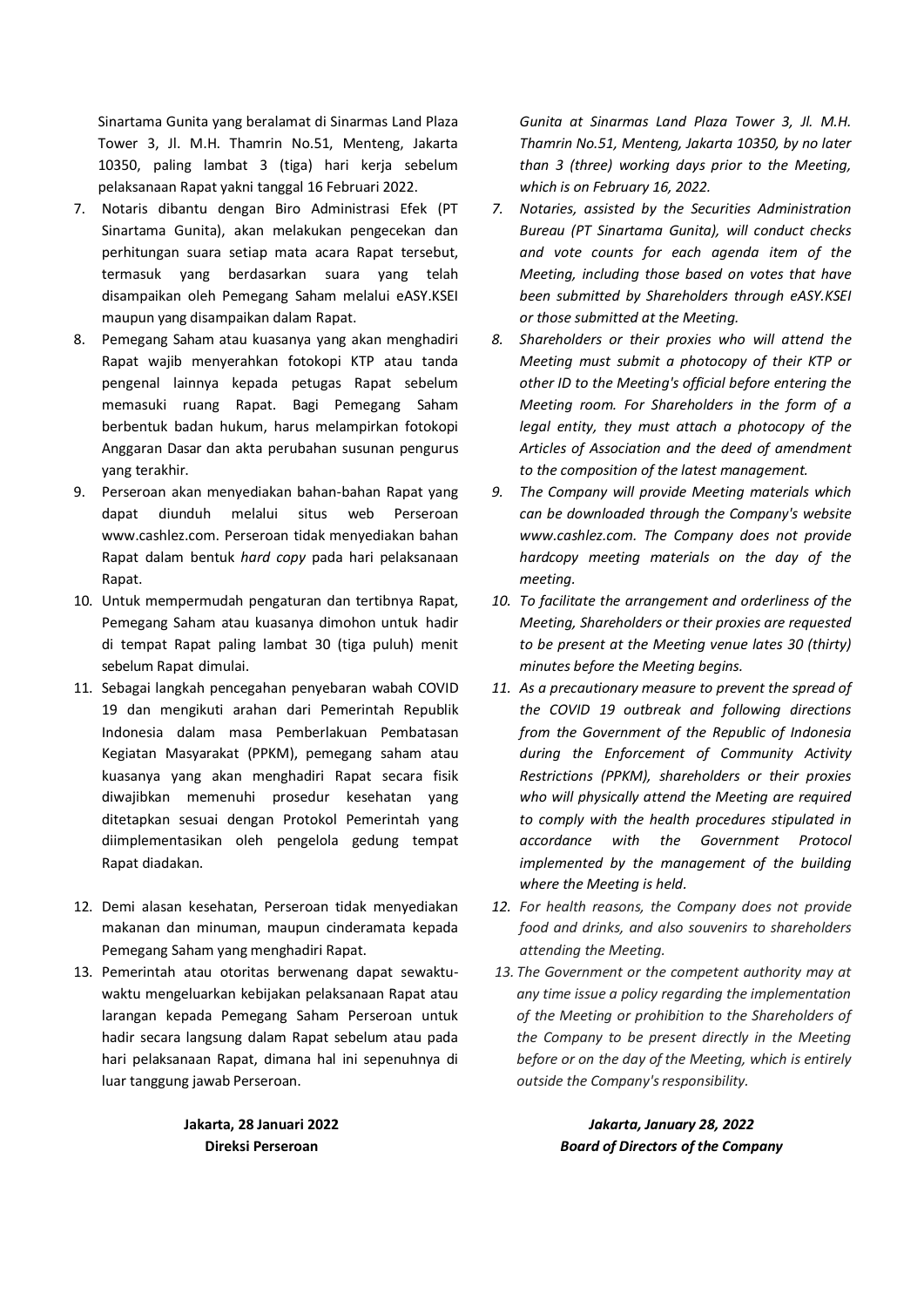Sinartama Gunita yang beralamat di Sinarmas Land Plaza Tower 3, Jl. M.H. Thamrin No.51, Menteng, Jakarta 10350, paling lambat 3 (tiga) hari kerja sebelum pelaksanaan Rapat yakni tanggal 16 Februari 2022.

7. Notaris dibantu dengan Biro Administrasi Efek (PT Sinartama Gunita), akan melakukan pengecekan dan perhitungan suara setiap mata acara Rapat tersebut, termasuk yang berdasarkan suara yang telah disampaikan oleh Pemegang Saham melalui eASY.KSEI maupun yang disampaikan dalam Rapat.
8. Pemegang Saham atau kuasanya yang akan menghadiri Rapat wajib menyerahkan fotokopi KTP atau tanda pengenal lainnya kepada petugas Rapat sebelum memasuki ruang Rapat. Bagi Pemegang Saham berbentuk badan hukum, harus melampirkan fotokopi Anggaran Dasar dan akta perubahan susunan pengurus yang terakhir.
9. Perseroan akan menyediakan bahan-bahan Rapat yang dapat diunduh melalui situs web Perseroan www.cashlez.com. Perseroan tidak menyediakan bahan Rapat dalam bentuk *hard copy* pada hari pelaksanaan Rapat.
10. Untuk mempermudah pengaturan dan tertibnya Rapat, Pemegang Saham atau kuasanya dimohon untuk hadir di tempat Rapat paling lambat 30 (tiga puluh) menit sebelum Rapat dimulai.
11. Sebagai langkah pencegahan penyebaran wabah COVID 19 dan mengikuti arahan dari Pemerintah Republik Indonesia dalam masa Pemberlakuan Pembatasan Kegiatan Masyarakat (PPKM), pemegang saham atau kuasanya yang akan menghadiri Rapat secara fisik diwajibkan memenuhi prosedur kesehatan yang ditetapkan sesuai dengan Protokol Pemerintah yang diimplementasikan oleh pengelola gedung tempat Rapat diadakan.
12. Demi alasan kesehatan, Perseroan tidak menyediakan makanan dan minuman, maupun cinderamata kepada Pemegang Saham yang menghadiri Rapat.
13. Pemerintah atau otoritas berwenang dapat sewaktu-waktu mengeluarkan kebijakan pelaksanaan Rapat atau larangan kepada Pemegang Saham Perseroan untuk hadir secara langsung dalam Rapat sebelum atau pada hari pelaksanaan Rapat, dimana hal ini sepenuhnya di luar tanggung jawab Perseroan.

**Jakarta, 28 Januari 2022**
**Direksi Perseroan**

*Gunita at Sinarmas Land Plaza Tower 3, Jl. M.H. Thamrin No.51, Menteng, Jakarta 10350, by no later than 3 (three) working days prior to the Meeting, which is on February 16, 2022.*

7. *Notaries, assisted by the Securities Administration Bureau (PT Sinartama Gunita), will conduct checks and vote counts for each agenda item of the Meeting, including those based on votes that have been submitted by Shareholders through eASY.KSEI or those submitted at the Meeting.*
8. *Shareholders or their proxies who will attend the Meeting must submit a photocopy of their KTP or other ID to the Meeting's official before entering the Meeting room. For Shareholders in the form of a legal entity, they must attach a photocopy of the Articles of Association and the deed of amendment to the composition of the latest management.*
9. *The Company will provide Meeting materials which can be downloaded through the Company's website www.cashlez.com. The Company does not provide hardcopy meeting materials on the day of the meeting.*
10. *To facilitate the arrangement and orderliness of the Meeting, Shareholders or their proxies are requested to be present at the Meeting venue lates 30 (thirty) minutes before the Meeting begins.*
11. *As a precautionary measure to prevent the spread of the COVID 19 outbreak and following directions from the Government of the Republic of Indonesia during the Enforcement of Community Activity Restrictions (PPKM), shareholders or their proxies who will physically attend the Meeting are required to comply with the health procedures stipulated in accordance with the Government Protocol implemented by the management of the building where the Meeting is held.*
12. *For health reasons, the Company does not provide food and drinks, and also souvenirs to shareholders attending the Meeting.*
13. *The Government or the competent authority may at any time issue a policy regarding the implementation of the Meeting or prohibition to the Shareholders of the Company to be present directly in the Meeting before or on the day of the Meeting, which is entirely outside the Company's responsibility.*

***Jakarta, January 28, 2022***
***Board of Directors of the Company***